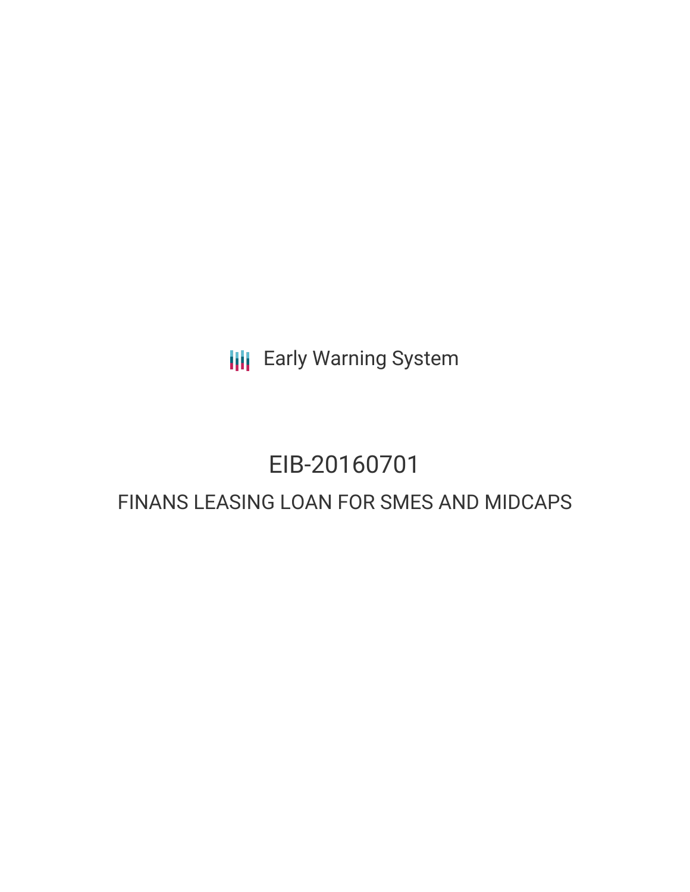Early Warning System

# EIB-20160701

## FINANS LEASING LOAN FOR SMES AND MIDCAPS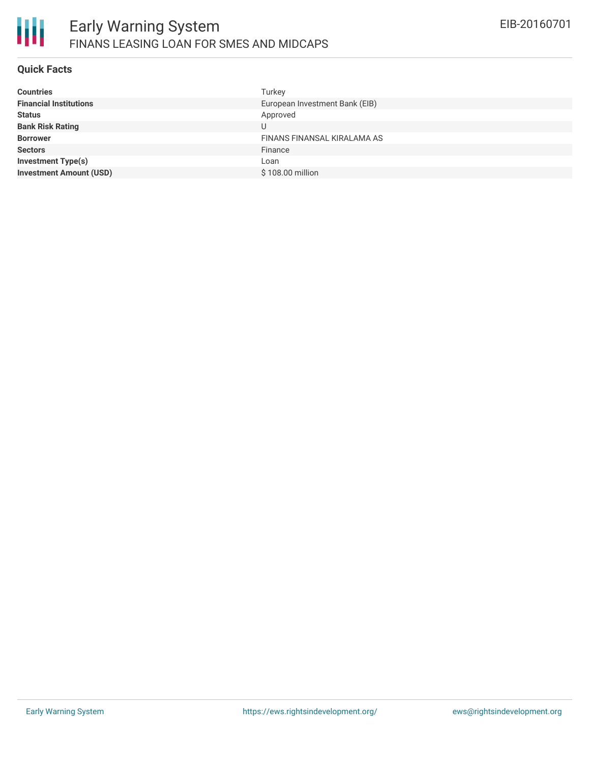# Early Warning System

## FINANS LEASING LOAN FOR SMES AND MIDCAPS

EIB-20160701

### Quick Facts

| | |
|---|---|
| **Countries** | Turkey |
| **Financial Institutions** | European Investment Bank (EIB) |
| **Status** | Approved |
| **Bank Risk Rating** | U |
| **Borrower** | FINANS FINANSAL KIRALAMA AS |
| **Sectors** | Finance |
| **Investment Type(s)** | Loan |
| **Investment Amount (USD)** | $ 108.00 million |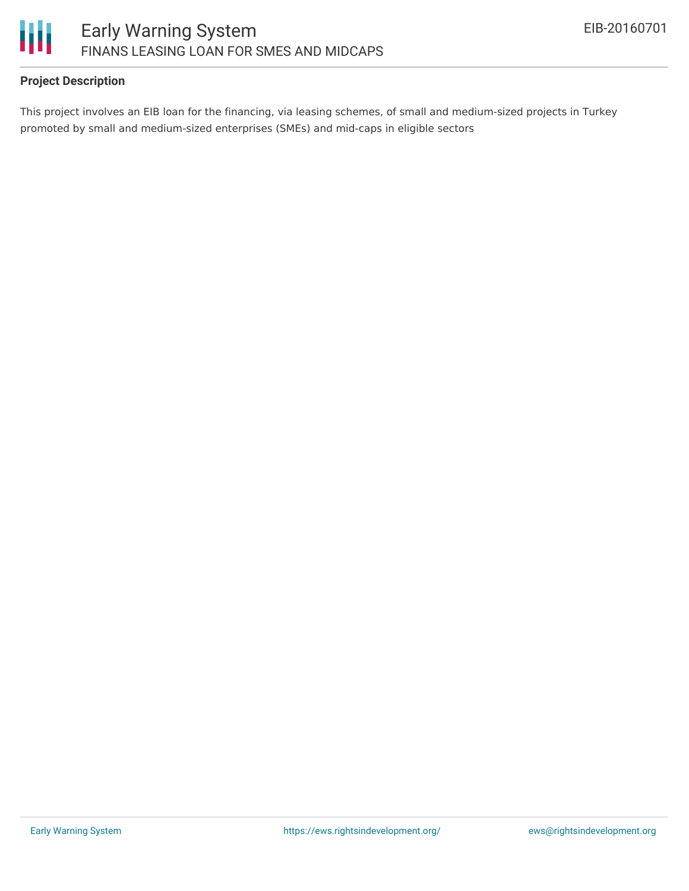### Project Description

This project involves an EIB loan for the financing, via leasing schemes, of small and medium-sized projects in Turkey promoted by small and medium-sized enterprises (SMEs) and mid-caps in eligible sectors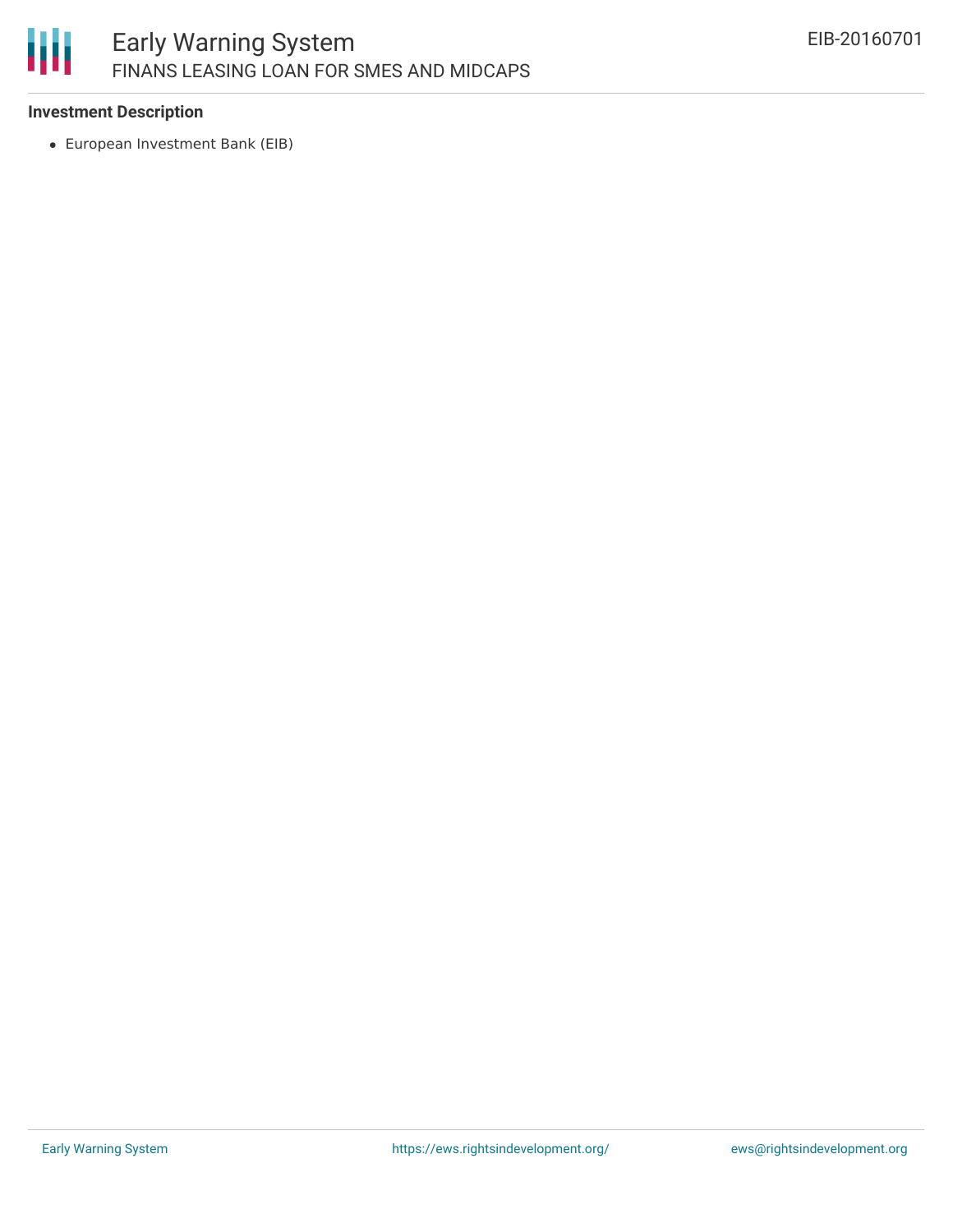### Investment Description

- European Investment Bank (EIB)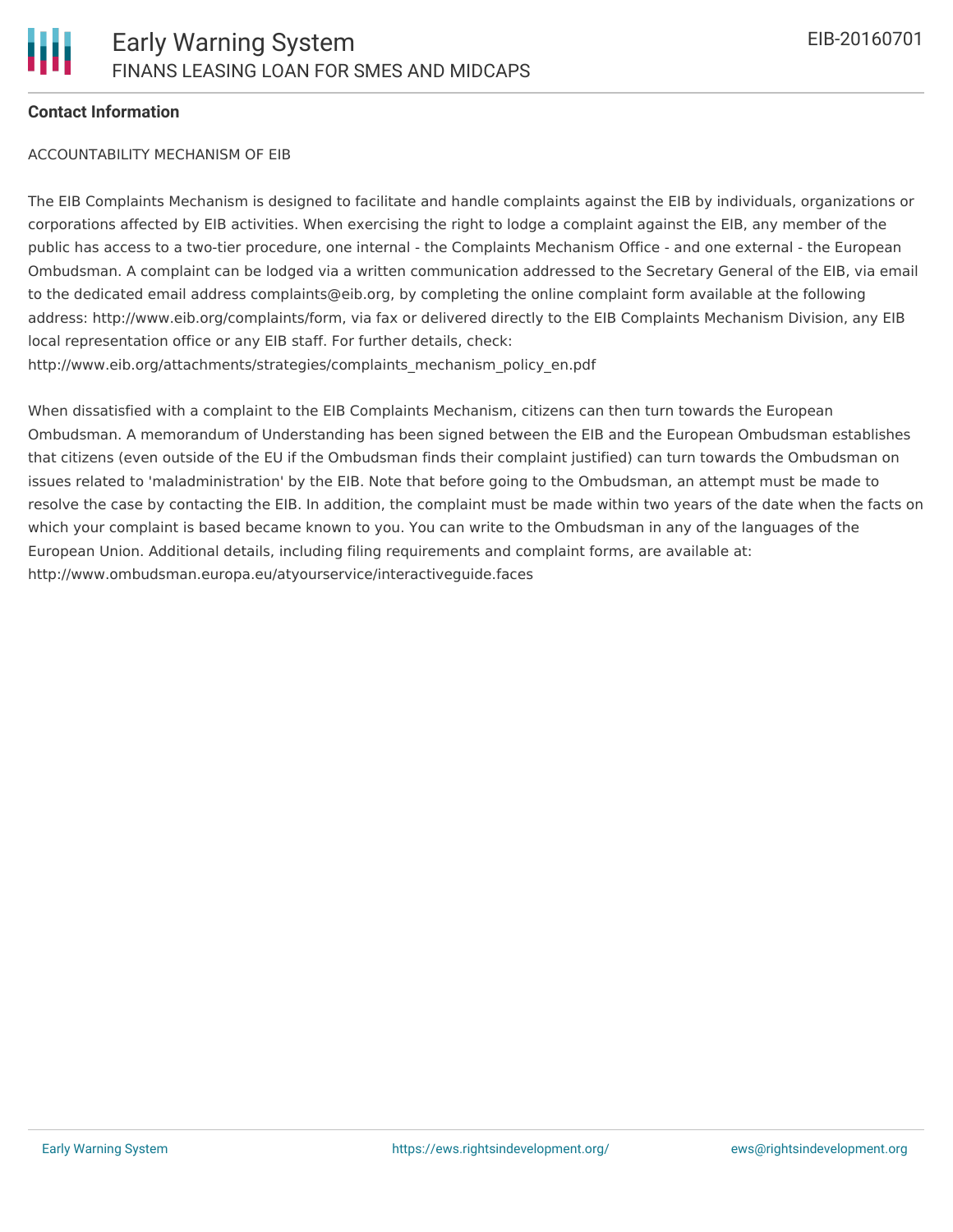**Contact Information**

ACCOUNTABILITY MECHANISM OF EIB

The EIB Complaints Mechanism is designed to facilitate and handle complaints against the EIB by individuals, organizations or corporations affected by EIB activities. When exercising the right to lodge a complaint against the EIB, any member of the public has access to a two-tier procedure, one internal - the Complaints Mechanism Office - and one external - the European Ombudsman. A complaint can be lodged via a written communication addressed to the Secretary General of the EIB, via email to the dedicated email address complaints@eib.org, by completing the online complaint form available at the following address: http://www.eib.org/complaints/form, via fax or delivered directly to the EIB Complaints Mechanism Division, any EIB local representation office or any EIB staff. For further details, check: http://www.eib.org/attachments/strategies/complaints_mechanism_policy_en.pdf

When dissatisfied with a complaint to the EIB Complaints Mechanism, citizens can then turn towards the European Ombudsman. A memorandum of Understanding has been signed between the EIB and the European Ombudsman establishes that citizens (even outside of the EU if the Ombudsman finds their complaint justified) can turn towards the Ombudsman on issues related to 'maladministration' by the EIB. Note that before going to the Ombudsman, an attempt must be made to resolve the case by contacting the EIB. In addition, the complaint must be made within two years of the date when the facts on which your complaint is based became known to you. You can write to the Ombudsman in any of the languages of the European Union. Additional details, including filing requirements and complaint forms, are available at: http://www.ombudsman.europa.eu/atyourservice/interactiveguide.faces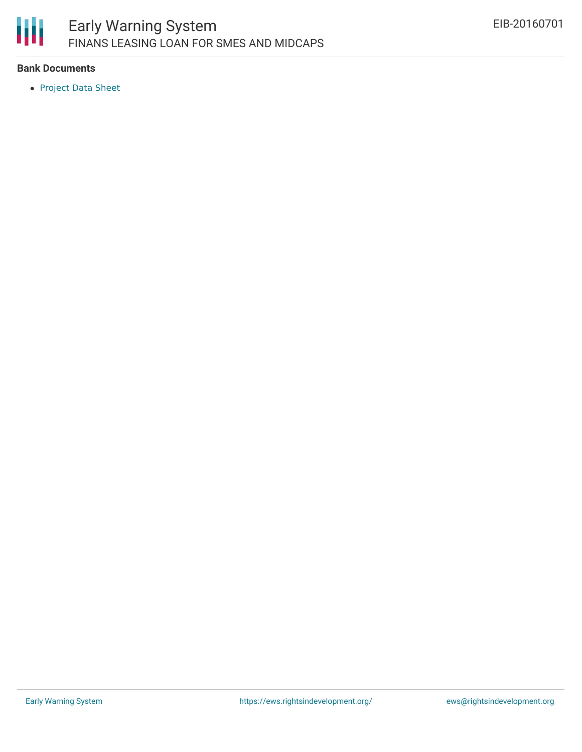**Bank Documents**

- Project Data Sheet